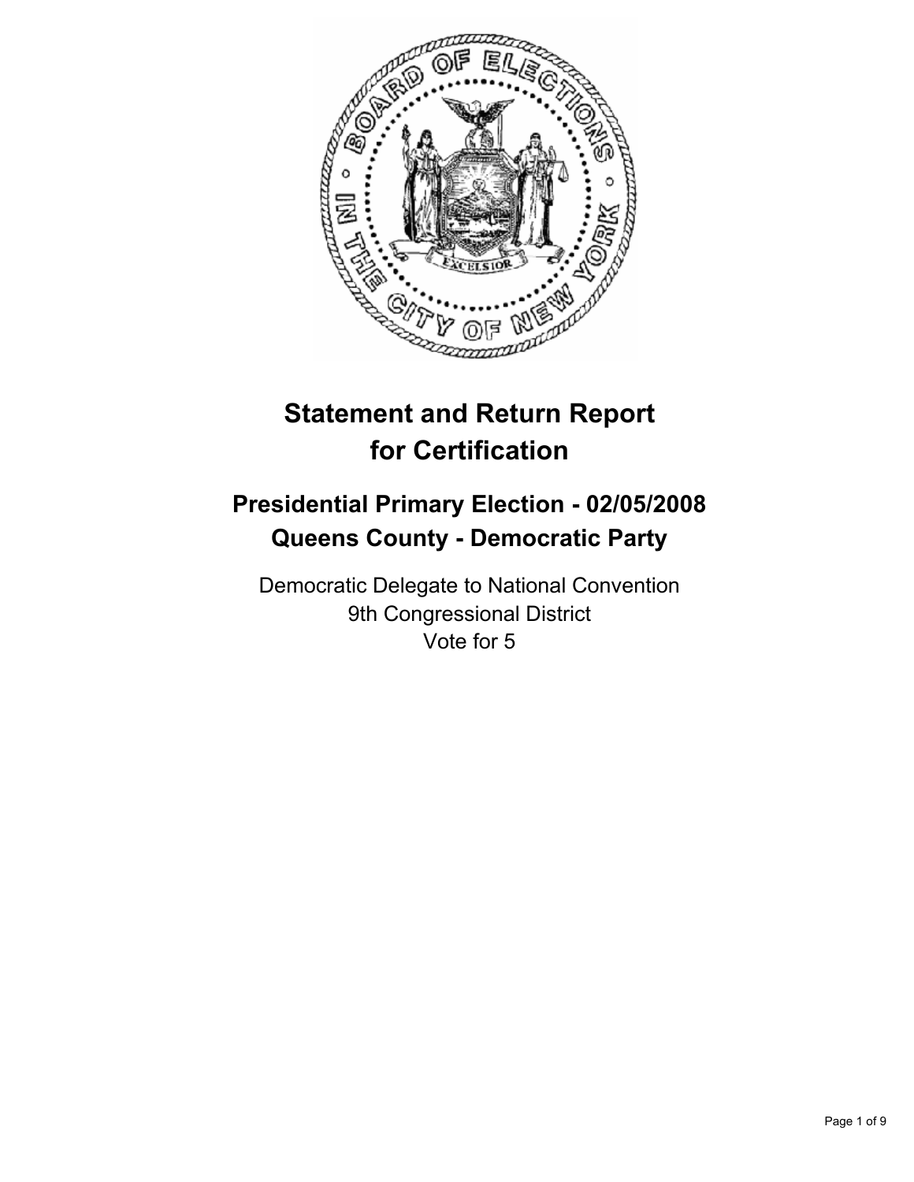# Statement and Return Report for Certification

## Presidential Primary Election - 02/05/2008
## Queens County - Democratic Party

Democratic Delegate to National Convention
9th Congressional District
Vote for 5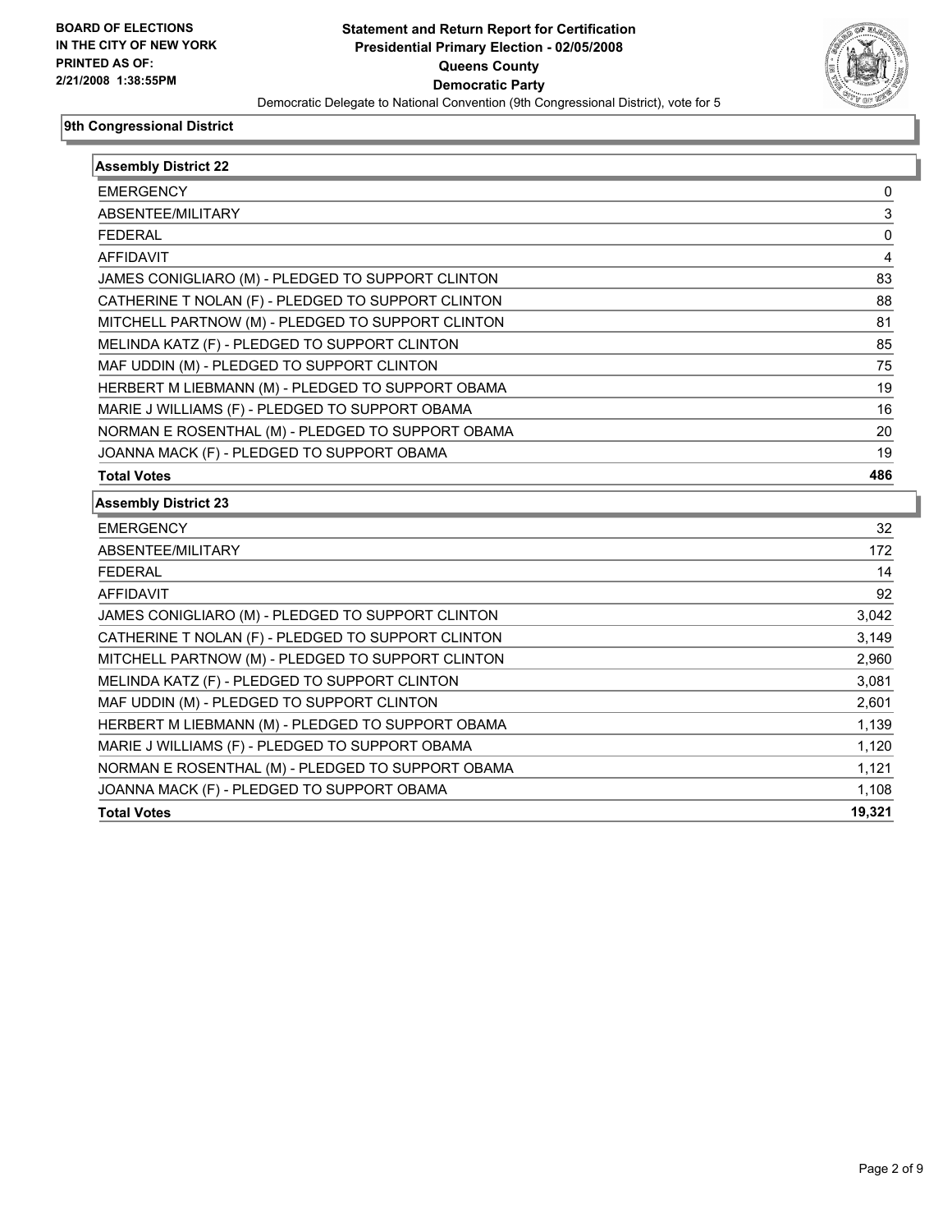**BOARD OF ELECTIONS IN THE CITY OF NEW YORK PRINTED AS OF: 2/21/2008 1:38:55PM**

# Statement and Return Report for Certification
## Presidential Primary Election - 02/05/2008
## Queens County
## Democratic Party
### Democratic Delegate to National Convention (9th Congressional District), vote for 5

**9th Congressional District**

| Assembly District 22 | |
|---|---|
| EMERGENCY | 0 |
| ABSENTEE/MILITARY | 3 |
| FEDERAL | 0 |
| AFFIDAVIT | 4 |
| JAMES CONIGLIARO (M) - PLEDGED TO SUPPORT CLINTON | 83 |
| CATHERINE T NOLAN (F) - PLEDGED TO SUPPORT CLINTON | 88 |
| MITCHELL PARTNOW (M) - PLEDGED TO SUPPORT CLINTON | 81 |
| MELINDA KATZ (F) - PLEDGED TO SUPPORT CLINTON | 85 |
| MAF UDDIN (M) - PLEDGED TO SUPPORT CLINTON | 75 |
| HERBERT M LIEBMANN (M) - PLEDGED TO SUPPORT OBAMA | 19 |
| MARIE J WILLIAMS (F) - PLEDGED TO SUPPORT OBAMA | 16 |
| NORMAN E ROSENTHAL (M) - PLEDGED TO SUPPORT OBAMA | 20 |
| JOANNA MACK (F) - PLEDGED TO SUPPORT OBAMA | 19 |
| **Total Votes** | **486** |

| Assembly District 23 | |
|---|---|
| EMERGENCY | 32 |
| ABSENTEE/MILITARY | 172 |
| FEDERAL | 14 |
| AFFIDAVIT | 92 |
| JAMES CONIGLIARO (M) - PLEDGED TO SUPPORT CLINTON | 3,042 |
| CATHERINE T NOLAN (F) - PLEDGED TO SUPPORT CLINTON | 3,149 |
| MITCHELL PARTNOW (M) - PLEDGED TO SUPPORT CLINTON | 2,960 |
| MELINDA KATZ (F) - PLEDGED TO SUPPORT CLINTON | 3,081 |
| MAF UDDIN (M) - PLEDGED TO SUPPORT CLINTON | 2,601 |
| HERBERT M LIEBMANN (M) - PLEDGED TO SUPPORT OBAMA | 1,139 |
| MARIE J WILLIAMS (F) - PLEDGED TO SUPPORT OBAMA | 1,120 |
| NORMAN E ROSENTHAL (M) - PLEDGED TO SUPPORT OBAMA | 1,121 |
| JOANNA MACK (F) - PLEDGED TO SUPPORT OBAMA | 1,108 |
| **Total Votes** | **19,321** |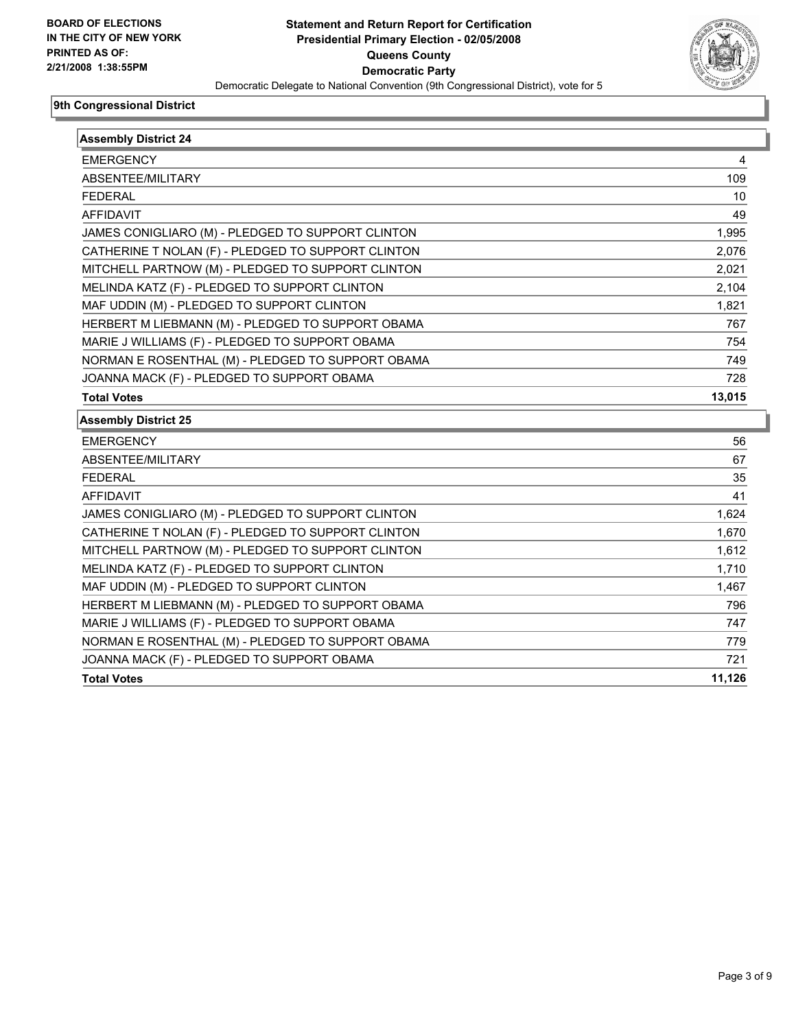**BOARD OF ELECTIONS IN THE CITY OF NEW YORK PRINTED AS OF: 2/21/2008 1:38:55PM**

# Statement and Return Report for Certification
## Presidential Primary Election - 02/05/2008
## Queens County
## Democratic Party
Democratic Delegate to National Convention (9th Congressional District), vote for 5

### 9th Congressional District

| Assembly District 24 | |
|---|---|
| EMERGENCY | 4 |
| ABSENTEE/MILITARY | 109 |
| FEDERAL | 10 |
| AFFIDAVIT | 49 |
| JAMES CONIGLIARO (M) - PLEDGED TO SUPPORT CLINTON | 1,995 |
| CATHERINE T NOLAN (F) - PLEDGED TO SUPPORT CLINTON | 2,076 |
| MITCHELL PARTNOW (M) - PLEDGED TO SUPPORT CLINTON | 2,021 |
| MELINDA KATZ (F) - PLEDGED TO SUPPORT CLINTON | 2,104 |
| MAF UDDIN (M) - PLEDGED TO SUPPORT CLINTON | 1,821 |
| HERBERT M LIEBMANN (M) - PLEDGED TO SUPPORT OBAMA | 767 |
| MARIE J WILLIAMS (F) - PLEDGED TO SUPPORT OBAMA | 754 |
| NORMAN E ROSENTHAL (M) - PLEDGED TO SUPPORT OBAMA | 749 |
| JOANNA MACK (F) - PLEDGED TO SUPPORT OBAMA | 728 |
| **Total Votes** | **13,015** |

| Assembly District 25 | |
|---|---|
| EMERGENCY | 56 |
| ABSENTEE/MILITARY | 67 |
| FEDERAL | 35 |
| AFFIDAVIT | 41 |
| JAMES CONIGLIARO (M) - PLEDGED TO SUPPORT CLINTON | 1,624 |
| CATHERINE T NOLAN (F) - PLEDGED TO SUPPORT CLINTON | 1,670 |
| MITCHELL PARTNOW (M) - PLEDGED TO SUPPORT CLINTON | 1,612 |
| MELINDA KATZ (F) - PLEDGED TO SUPPORT CLINTON | 1,710 |
| MAF UDDIN (M) - PLEDGED TO SUPPORT CLINTON | 1,467 |
| HERBERT M LIEBMANN (M) - PLEDGED TO SUPPORT OBAMA | 796 |
| MARIE J WILLIAMS (F) - PLEDGED TO SUPPORT OBAMA | 747 |
| NORMAN E ROSENTHAL (M) - PLEDGED TO SUPPORT OBAMA | 779 |
| JOANNA MACK (F) - PLEDGED TO SUPPORT OBAMA | 721 |
| **Total Votes** | **11,126** |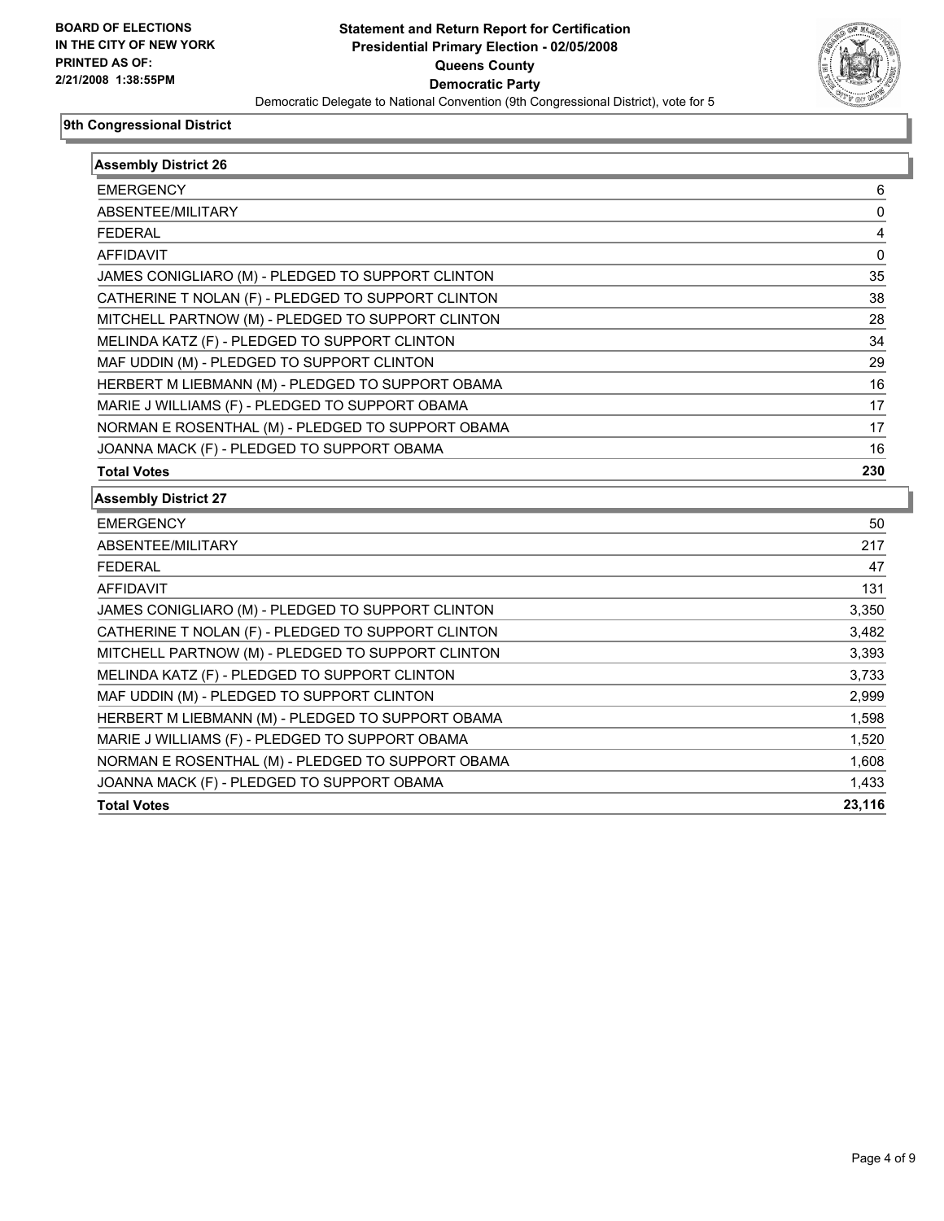**BOARD OF ELECTIONS IN THE CITY OF NEW YORK**
**PRINTED AS OF: 2/21/2008 1:38:55PM**

# Statement and Return Report for Certification
## Presidential Primary Election - 02/05/2008
## Queens County
## Democratic Party

Democratic Delegate to National Convention (9th Congressional District), vote for 5

### 9th Congressional District

| Assembly District 26 | |
|---|---|
| EMERGENCY | 6 |
| ABSENTEE/MILITARY | 0 |
| FEDERAL | 4 |
| AFFIDAVIT | 0 |
| JAMES CONIGLIARO (M) - PLEDGED TO SUPPORT CLINTON | 35 |
| CATHERINE T NOLAN (F) - PLEDGED TO SUPPORT CLINTON | 38 |
| MITCHELL PARTNOW (M) - PLEDGED TO SUPPORT CLINTON | 28 |
| MELINDA KATZ (F) - PLEDGED TO SUPPORT CLINTON | 34 |
| MAF UDDIN (M) - PLEDGED TO SUPPORT CLINTON | 29 |
| HERBERT M LIEBMANN (M) - PLEDGED TO SUPPORT OBAMA | 16 |
| MARIE J WILLIAMS (F) - PLEDGED TO SUPPORT OBAMA | 17 |
| NORMAN E ROSENTHAL (M) - PLEDGED TO SUPPORT OBAMA | 17 |
| JOANNA MACK (F) - PLEDGED TO SUPPORT OBAMA | 16 |
| **Total Votes** | **230** |

| Assembly District 27 | |
|---|---|
| EMERGENCY | 50 |
| ABSENTEE/MILITARY | 217 |
| FEDERAL | 47 |
| AFFIDAVIT | 131 |
| JAMES CONIGLIARO (M) - PLEDGED TO SUPPORT CLINTON | 3,350 |
| CATHERINE T NOLAN (F) - PLEDGED TO SUPPORT CLINTON | 3,482 |
| MITCHELL PARTNOW (M) - PLEDGED TO SUPPORT CLINTON | 3,393 |
| MELINDA KATZ (F) - PLEDGED TO SUPPORT CLINTON | 3,733 |
| MAF UDDIN (M) - PLEDGED TO SUPPORT CLINTON | 2,999 |
| HERBERT M LIEBMANN (M) - PLEDGED TO SUPPORT OBAMA | 1,598 |
| MARIE J WILLIAMS (F) - PLEDGED TO SUPPORT OBAMA | 1,520 |
| NORMAN E ROSENTHAL (M) - PLEDGED TO SUPPORT OBAMA | 1,608 |
| JOANNA MACK (F) - PLEDGED TO SUPPORT OBAMA | 1,433 |
| **Total Votes** | **23,116** |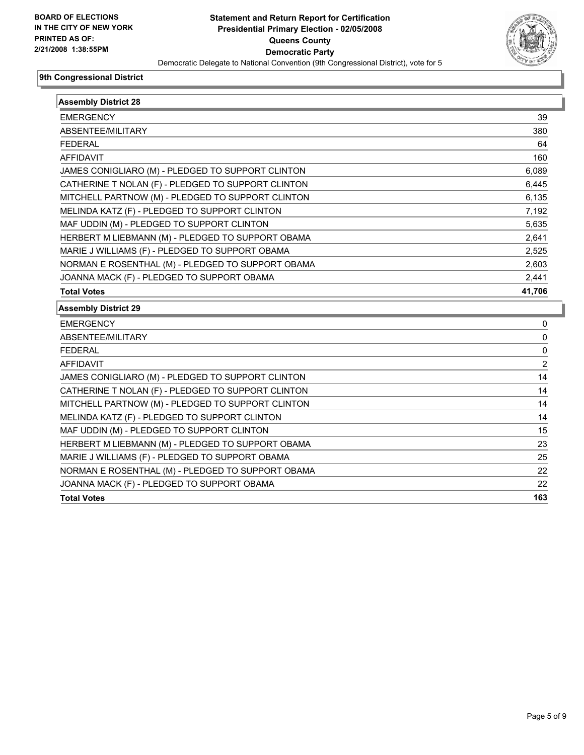**BOARD OF ELECTIONS**
**IN THE CITY OF NEW YORK**
**PRINTED AS OF:**
**2/21/2008 1:38:55PM**

# Statement and Return Report for Certification
## Presidential Primary Election - 02/05/2008
## Queens County
## Democratic Party

Democratic Delegate to National Convention (9th Congressional District), vote for 5

### 9th Congressional District

| Assembly District 28 | |
|---|---|
| EMERGENCY | 39 |
| ABSENTEE/MILITARY | 380 |
| FEDERAL | 64 |
| AFFIDAVIT | 160 |
| JAMES CONIGLIARO (M) - PLEDGED TO SUPPORT CLINTON | 6,089 |
| CATHERINE T NOLAN (F) - PLEDGED TO SUPPORT CLINTON | 6,445 |
| MITCHELL PARTNOW (M) - PLEDGED TO SUPPORT CLINTON | 6,135 |
| MELINDA KATZ (F) - PLEDGED TO SUPPORT CLINTON | 7,192 |
| MAF UDDIN (M) - PLEDGED TO SUPPORT CLINTON | 5,635 |
| HERBERT M LIEBMANN (M) - PLEDGED TO SUPPORT OBAMA | 2,641 |
| MARIE J WILLIAMS (F) - PLEDGED TO SUPPORT OBAMA | 2,525 |
| NORMAN E ROSENTHAL (M) - PLEDGED TO SUPPORT OBAMA | 2,603 |
| JOANNA MACK (F) - PLEDGED TO SUPPORT OBAMA | 2,441 |
| **Total Votes** | **41,706** |

| Assembly District 29 | |
|---|---|
| EMERGENCY | 0 |
| ABSENTEE/MILITARY | 0 |
| FEDERAL | 0 |
| AFFIDAVIT | 2 |
| JAMES CONIGLIARO (M) - PLEDGED TO SUPPORT CLINTON | 14 |
| CATHERINE T NOLAN (F) - PLEDGED TO SUPPORT CLINTON | 14 |
| MITCHELL PARTNOW (M) - PLEDGED TO SUPPORT CLINTON | 14 |
| MELINDA KATZ (F) - PLEDGED TO SUPPORT CLINTON | 14 |
| MAF UDDIN (M) - PLEDGED TO SUPPORT CLINTON | 15 |
| HERBERT M LIEBMANN (M) - PLEDGED TO SUPPORT OBAMA | 23 |
| MARIE J WILLIAMS (F) - PLEDGED TO SUPPORT OBAMA | 25 |
| NORMAN E ROSENTHAL (M) - PLEDGED TO SUPPORT OBAMA | 22 |
| JOANNA MACK (F) - PLEDGED TO SUPPORT OBAMA | 22 |
| **Total Votes** | **163** |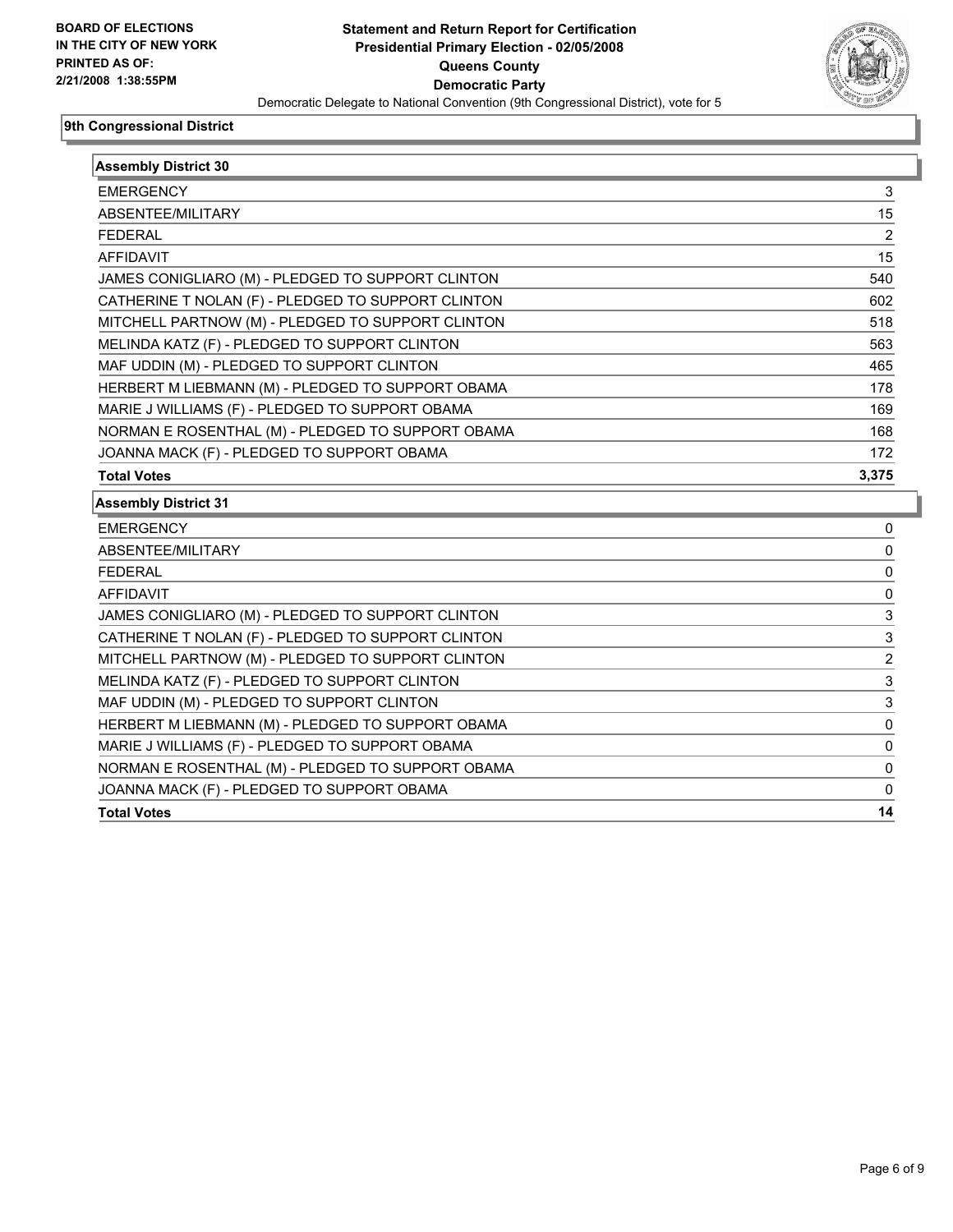BOARD OF ELECTIONS
IN THE CITY OF NEW YORK
PRINTED AS OF:
2/21/2008 1:38:55PM

# Statement and Return Report for Certification
## Presidential Primary Election - 02/05/2008
## Queens County
## Democratic Party
Democratic Delegate to National Convention (9th Congressional District), vote for 5

### 9th Congressional District

**Assembly District 30**

| | |
|---|---|
| EMERGENCY | 3 |
| ABSENTEE/MILITARY | 15 |
| FEDERAL | 2 |
| AFFIDAVIT | 15 |
| JAMES CONIGLIARO (M) - PLEDGED TO SUPPORT CLINTON | 540 |
| CATHERINE T NOLAN (F) - PLEDGED TO SUPPORT CLINTON | 602 |
| MITCHELL PARTNOW (M) - PLEDGED TO SUPPORT CLINTON | 518 |
| MELINDA KATZ (F) - PLEDGED TO SUPPORT CLINTON | 563 |
| MAF UDDIN (M) - PLEDGED TO SUPPORT CLINTON | 465 |
| HERBERT M LIEBMANN (M) - PLEDGED TO SUPPORT OBAMA | 178 |
| MARIE J WILLIAMS (F) - PLEDGED TO SUPPORT OBAMA | 169 |
| NORMAN E ROSENTHAL (M) - PLEDGED TO SUPPORT OBAMA | 168 |
| JOANNA MACK (F) - PLEDGED TO SUPPORT OBAMA | 172 |
| **Total Votes** | **3,375** |

**Assembly District 31**

| | |
|---|---|
| EMERGENCY | 0 |
| ABSENTEE/MILITARY | 0 |
| FEDERAL | 0 |
| AFFIDAVIT | 0 |
| JAMES CONIGLIARO (M) - PLEDGED TO SUPPORT CLINTON | 3 |
| CATHERINE T NOLAN (F) - PLEDGED TO SUPPORT CLINTON | 3 |
| MITCHELL PARTNOW (M) - PLEDGED TO SUPPORT CLINTON | 2 |
| MELINDA KATZ (F) - PLEDGED TO SUPPORT CLINTON | 3 |
| MAF UDDIN (M) - PLEDGED TO SUPPORT CLINTON | 3 |
| HERBERT M LIEBMANN (M) - PLEDGED TO SUPPORT OBAMA | 0 |
| MARIE J WILLIAMS (F) - PLEDGED TO SUPPORT OBAMA | 0 |
| NORMAN E ROSENTHAL (M) - PLEDGED TO SUPPORT OBAMA | 0 |
| JOANNA MACK (F) - PLEDGED TO SUPPORT OBAMA | 0 |
| **Total Votes** | **14** |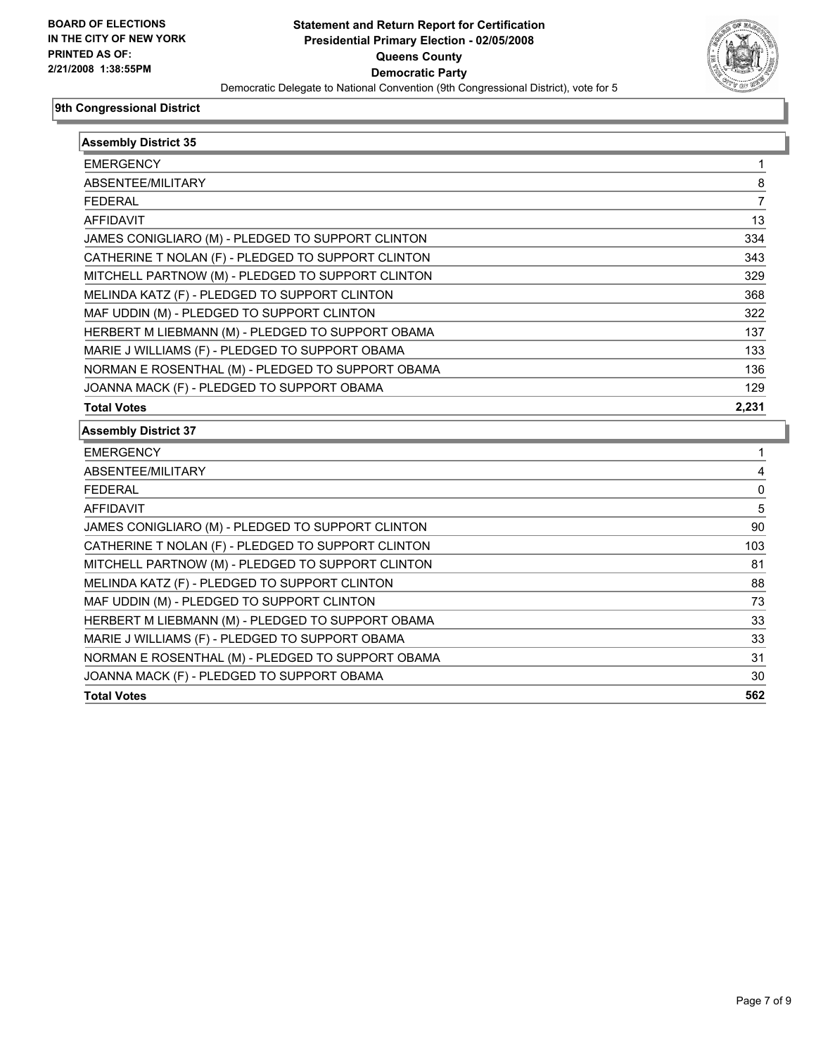**BOARD OF ELECTIONS IN THE CITY OF NEW YORK PRINTED AS OF: 2/21/2008 1:38:55PM**

# Statement and Return Report for Certification
## Presidential Primary Election - 02/05/2008
## Queens County
## Democratic Party
### Democratic Delegate to National Convention (9th Congressional District), vote for 5

## 9th Congressional District

### Assembly District 35

| | |
|---|---|
| EMERGENCY | 1 |
| ABSENTEE/MILITARY | 8 |
| FEDERAL | 7 |
| AFFIDAVIT | 13 |
| JAMES CONIGLIARO (M) - PLEDGED TO SUPPORT CLINTON | 334 |
| CATHERINE T NOLAN (F) - PLEDGED TO SUPPORT CLINTON | 343 |
| MITCHELL PARTNOW (M) - PLEDGED TO SUPPORT CLINTON | 329 |
| MELINDA KATZ (F) - PLEDGED TO SUPPORT CLINTON | 368 |
| MAF UDDIN (M) - PLEDGED TO SUPPORT CLINTON | 322 |
| HERBERT M LIEBMANN (M) - PLEDGED TO SUPPORT OBAMA | 137 |
| MARIE J WILLIAMS (F) - PLEDGED TO SUPPORT OBAMA | 133 |
| NORMAN E ROSENTHAL (M) - PLEDGED TO SUPPORT OBAMA | 136 |
| JOANNA MACK (F) - PLEDGED TO SUPPORT OBAMA | 129 |
| **Total Votes** | **2,231** |

### Assembly District 37

| | |
|---|---|
| EMERGENCY | 1 |
| ABSENTEE/MILITARY | 4 |
| FEDERAL | 0 |
| AFFIDAVIT | 5 |
| JAMES CONIGLIARO (M) - PLEDGED TO SUPPORT CLINTON | 90 |
| CATHERINE T NOLAN (F) - PLEDGED TO SUPPORT CLINTON | 103 |
| MITCHELL PARTNOW (M) - PLEDGED TO SUPPORT CLINTON | 81 |
| MELINDA KATZ (F) - PLEDGED TO SUPPORT CLINTON | 88 |
| MAF UDDIN (M) - PLEDGED TO SUPPORT CLINTON | 73 |
| HERBERT M LIEBMANN (M) - PLEDGED TO SUPPORT OBAMA | 33 |
| MARIE J WILLIAMS (F) - PLEDGED TO SUPPORT OBAMA | 33 |
| NORMAN E ROSENTHAL (M) - PLEDGED TO SUPPORT OBAMA | 31 |
| JOANNA MACK (F) - PLEDGED TO SUPPORT OBAMA | 30 |
| **Total Votes** | **562** |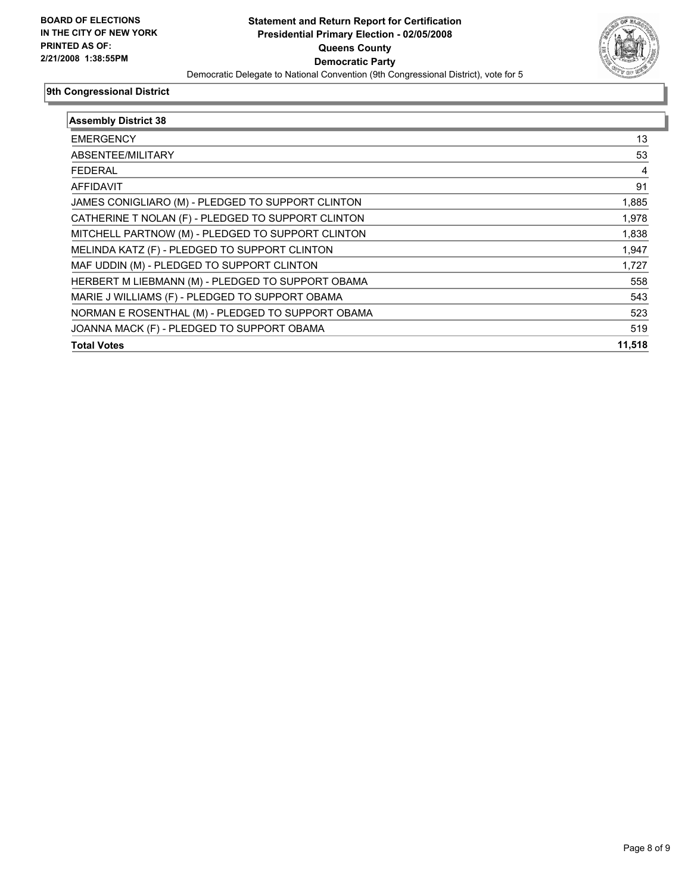**BOARD OF ELECTIONS IN THE CITY OF NEW YORK PRINTED AS OF: 2/21/2008 1:38:55PM**

# Statement and Return Report for Certification
## Presidential Primary Election - 02/05/2008
## Queens County
## Democratic Party

Democratic Delegate to National Convention (9th Congressional District), vote for 5

### 9th Congressional District

| Assembly District 38 | |
|---|---|
| EMERGENCY | 13 |
| ABSENTEE/MILITARY | 53 |
| FEDERAL | 4 |
| AFFIDAVIT | 91 |
| JAMES CONIGLIARO (M) - PLEDGED TO SUPPORT CLINTON | 1,885 |
| CATHERINE T NOLAN (F) - PLEDGED TO SUPPORT CLINTON | 1,978 |
| MITCHELL PARTNOW (M) - PLEDGED TO SUPPORT CLINTON | 1,838 |
| MELINDA KATZ (F) - PLEDGED TO SUPPORT CLINTON | 1,947 |
| MAF UDDIN (M) - PLEDGED TO SUPPORT CLINTON | 1,727 |
| HERBERT M LIEBMANN (M) - PLEDGED TO SUPPORT OBAMA | 558 |
| MARIE J WILLIAMS (F) - PLEDGED TO SUPPORT OBAMA | 543 |
| NORMAN E ROSENTHAL (M) - PLEDGED TO SUPPORT OBAMA | 523 |
| JOANNA MACK (F) - PLEDGED TO SUPPORT OBAMA | 519 |
| **Total Votes** | **11,518** |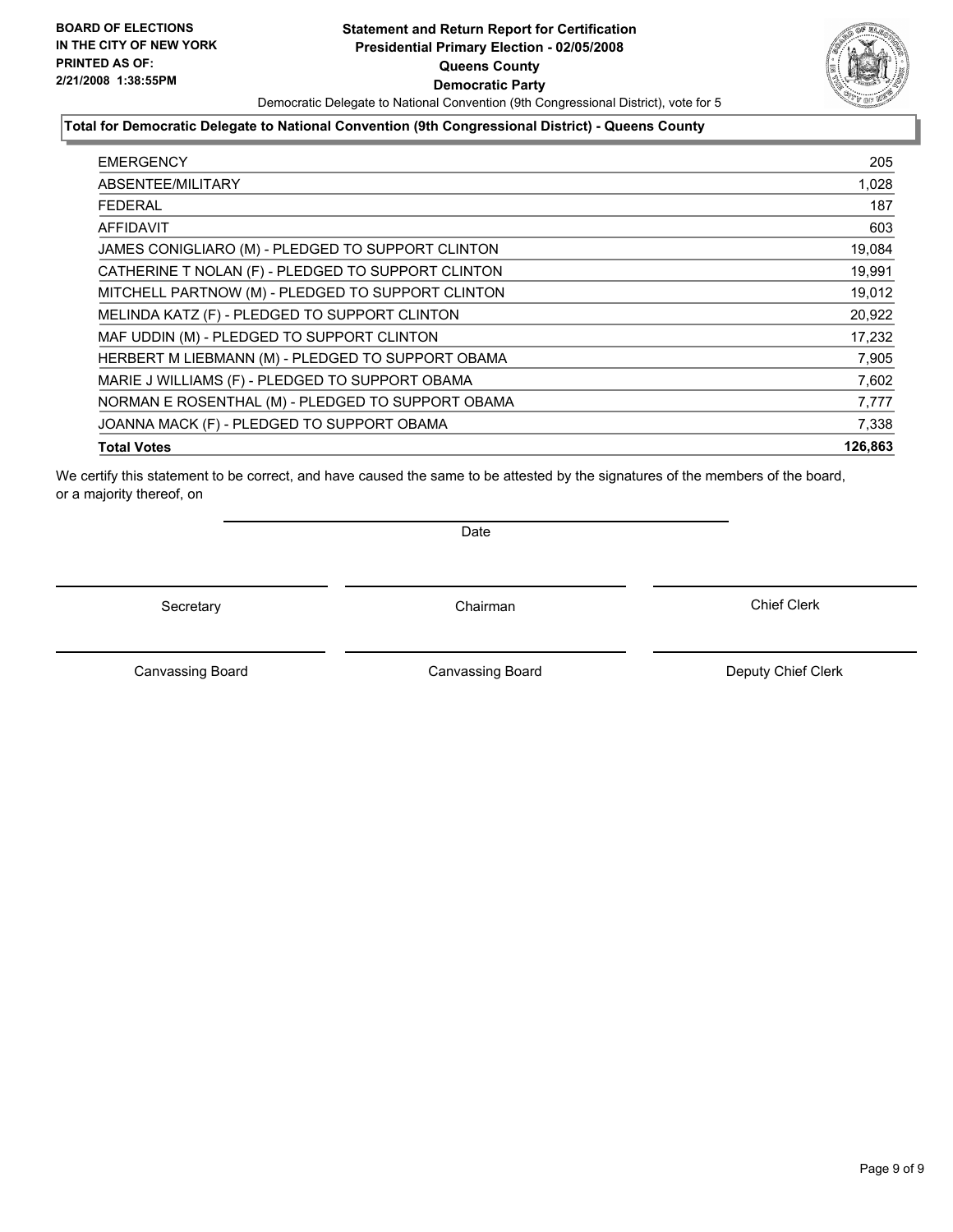**BOARD OF ELECTIONS IN THE CITY OF NEW YORK PRINTED AS OF: 2/21/2008 1:38:55PM**

# Statement and Return Report for Certification
## Presidential Primary Election - 02/05/2008
## Queens County
## Democratic Party

Democratic Delegate to National Convention (9th Congressional District), vote for 5

**Total for Democratic Delegate to National Convention (9th Congressional District) - Queens County**

| | |
|---|---|
| EMERGENCY | 205 |
| ABSENTEE/MILITARY | 1,028 |
| FEDERAL | 187 |
| AFFIDAVIT | 603 |
| JAMES CONIGLIARO (M) - PLEDGED TO SUPPORT CLINTON | 19,084 |
| CATHERINE T NOLAN (F) - PLEDGED TO SUPPORT CLINTON | 19,991 |
| MITCHELL PARTNOW (M) - PLEDGED TO SUPPORT CLINTON | 19,012 |
| MELINDA KATZ (F) - PLEDGED TO SUPPORT CLINTON | 20,922 |
| MAF UDDIN (M) - PLEDGED TO SUPPORT CLINTON | 17,232 |
| HERBERT M LIEBMANN (M) - PLEDGED TO SUPPORT OBAMA | 7,905 |
| MARIE J WILLIAMS (F) - PLEDGED TO SUPPORT OBAMA | 7,602 |
| NORMAN E ROSENTHAL (M) - PLEDGED TO SUPPORT OBAMA | 7,777 |
| JOANNA MACK (F) - PLEDGED TO SUPPORT OBAMA | 7,338 |
| **Total Votes** | **126,863** |

We certify this statement to be correct, and have caused the same to be attested by the signatures of the members of the board, or a majority thereof, on

Date

Secretary

Chairman

Chief Clerk

Canvassing Board

Canvassing Board

Deputy Chief Clerk